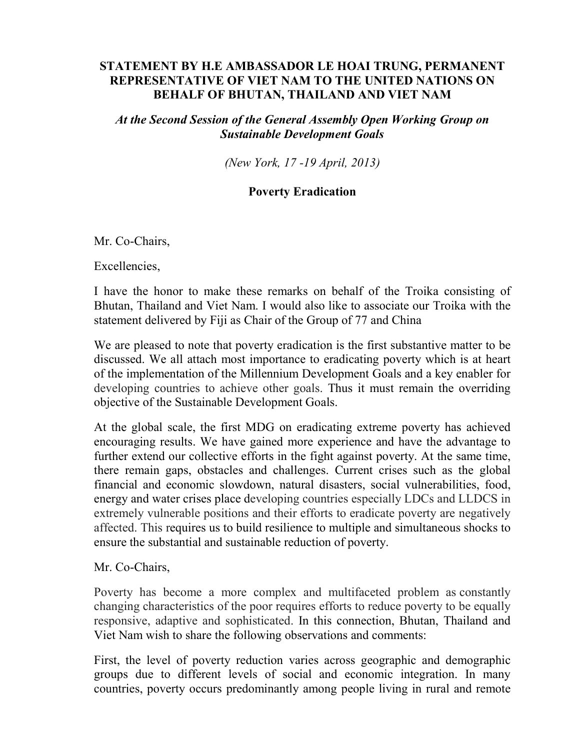**STATEMENT BY H.E AMBASSADOR LE HOAI TRUNG, PERMANENT REPRESENTATIVE OF VIET NAM TO THE UNITED NATIONS ON BEHALF OF BHUTAN, THAILAND AND VIET NAM**

***At the Second Session of the General Assembly Open Working Group on Sustainable Development Goals***

*(New York, 17 -19 April, 2013)*

**Poverty Eradication**

Mr. Co-Chairs,

Excellencies,

I have the honor to make these remarks on behalf of the Troika consisting of Bhutan, Thailand and Viet Nam. I would also like to associate our Troika with the statement delivered by Fiji as Chair of the Group of 77 and China

We are pleased to note that poverty eradication is the first substantive matter to be discussed. We all attach most importance to eradicating poverty which is at heart of the implementation of the Millennium Development Goals and a key enabler for developing countries to achieve other goals. Thus it must remain the overriding objective of the Sustainable Development Goals.

At the global scale, the first MDG on eradicating extreme poverty has achieved encouraging results. We have gained more experience and have the advantage to further extend our collective efforts in the fight against poverty. At the same time, there remain gaps, obstacles and challenges. Current crises such as the global financial and economic slowdown, natural disasters, social vulnerabilities, food, energy and water crises place developing countries especially LDCs and LLDCS in extremely vulnerable positions and their efforts to eradicate poverty are negatively affected. This requires us to build resilience to multiple and simultaneous shocks to ensure the substantial and sustainable reduction of poverty.

Mr. Co-Chairs,

Poverty has become a more complex and multifaceted problem as constantly changing characteristics of the poor requires efforts to reduce poverty to be equally responsive, adaptive and sophisticated. In this connection, Bhutan, Thailand and Viet Nam wish to share the following observations and comments:

First, the level of poverty reduction varies across geographic and demographic groups due to different levels of social and economic integration. In many countries, poverty occurs predominantly among people living in rural and remote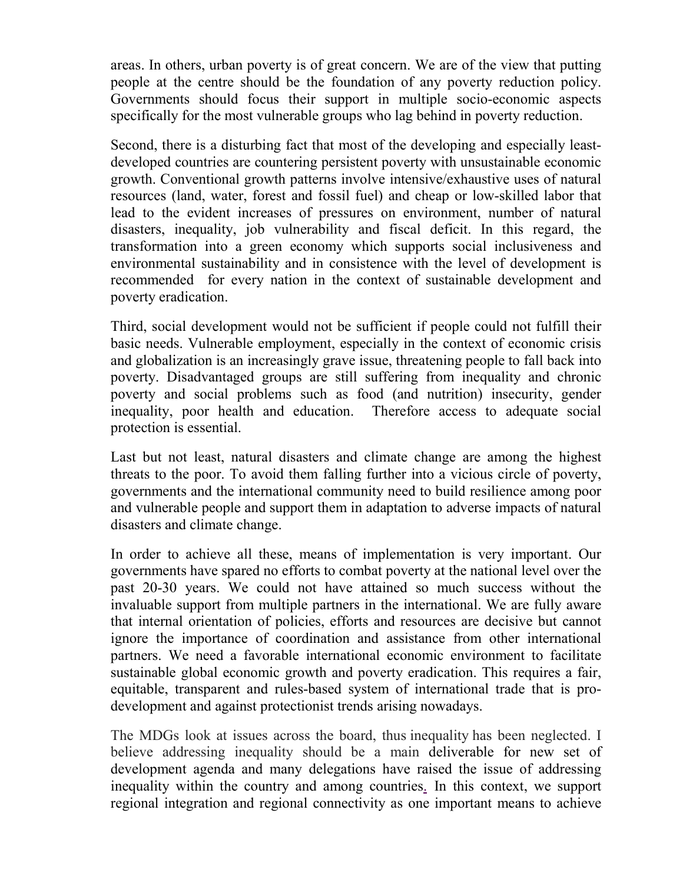areas. In others, urban poverty is of great concern. We are of the view that putting people at the centre should be the foundation of any poverty reduction policy. Governments should focus their support in multiple socio-economic aspects specifically for the most vulnerable groups who lag behind in poverty reduction.

Second, there is a disturbing fact that most of the developing and especially least-developed countries are countering persistent poverty with unsustainable economic growth. Conventional growth patterns involve intensive/exhaustive uses of natural resources (land, water, forest and fossil fuel) and cheap or low-skilled labor that lead to the evident increases of pressures on environment, number of natural disasters, inequality, job vulnerability and fiscal deficit. In this regard, the transformation into a green economy which supports social inclusiveness and environmental sustainability and in consistence with the level of development is recommended for every nation in the context of sustainable development and poverty eradication.

Third, social development would not be sufficient if people could not fulfill their basic needs. Vulnerable employment, especially in the context of economic crisis and globalization is an increasingly grave issue, threatening people to fall back into poverty. Disadvantaged groups are still suffering from inequality and chronic poverty and social problems such as food (and nutrition) insecurity, gender inequality, poor health and education. Therefore access to adequate social protection is essential.

Last but not least, natural disasters and climate change are among the highest threats to the poor. To avoid them falling further into a vicious circle of poverty, governments and the international community need to build resilience among poor and vulnerable people and support them in adaptation to adverse impacts of natural disasters and climate change.

In order to achieve all these, means of implementation is very important. Our governments have spared no efforts to combat poverty at the national level over the past 20-30 years. We could not have attained so much success without the invaluable support from multiple partners in the international. We are fully aware that internal orientation of policies, efforts and resources are decisive but cannot ignore the importance of coordination and assistance from other international partners. We need a favorable international economic environment to facilitate sustainable global economic growth and poverty eradication. This requires a fair, equitable, transparent and rules-based system of international trade that is pro-development and against protectionist trends arising nowadays.

The MDGs look at issues across the board, thus inequality has been neglected. I believe addressing inequality should be a main deliverable for new set of development agenda and many delegations have raised the issue of addressing inequality within the country and among countries. In this context, we support regional integration and regional connectivity as one important means to achieve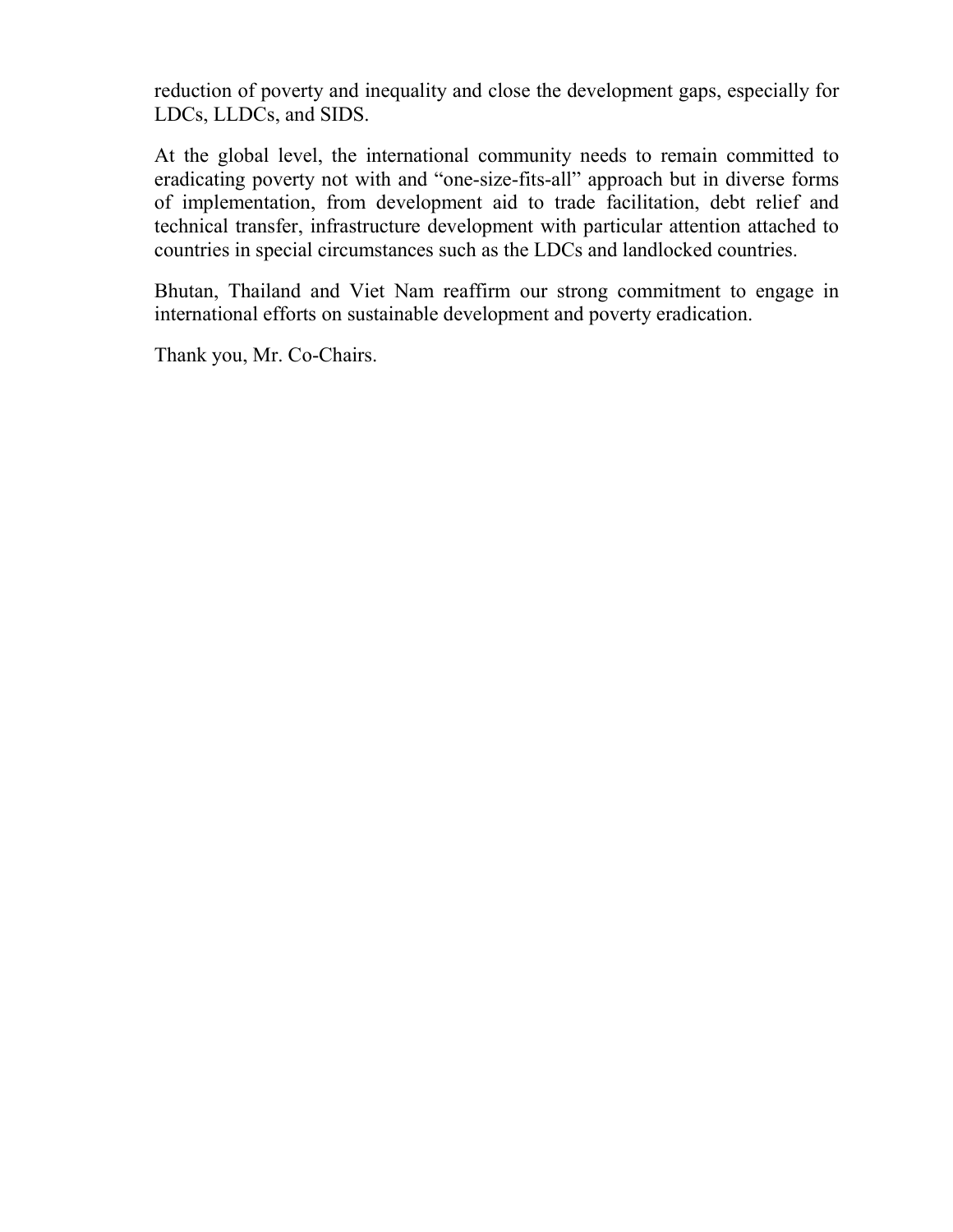reduction of poverty and inequality and close the development gaps, especially for LDCs, LLDCs, and SIDS.

At the global level, the international community needs to remain committed to eradicating poverty not with and “one-size-fits-all” approach but in diverse forms of implementation, from development aid to trade facilitation, debt relief and technical transfer, infrastructure development with particular attention attached to countries in special circumstances such as the LDCs and landlocked countries.

Bhutan, Thailand and Viet Nam reaffirm our strong commitment to engage in international efforts on sustainable development and poverty eradication.

Thank you, Mr. Co-Chairs.